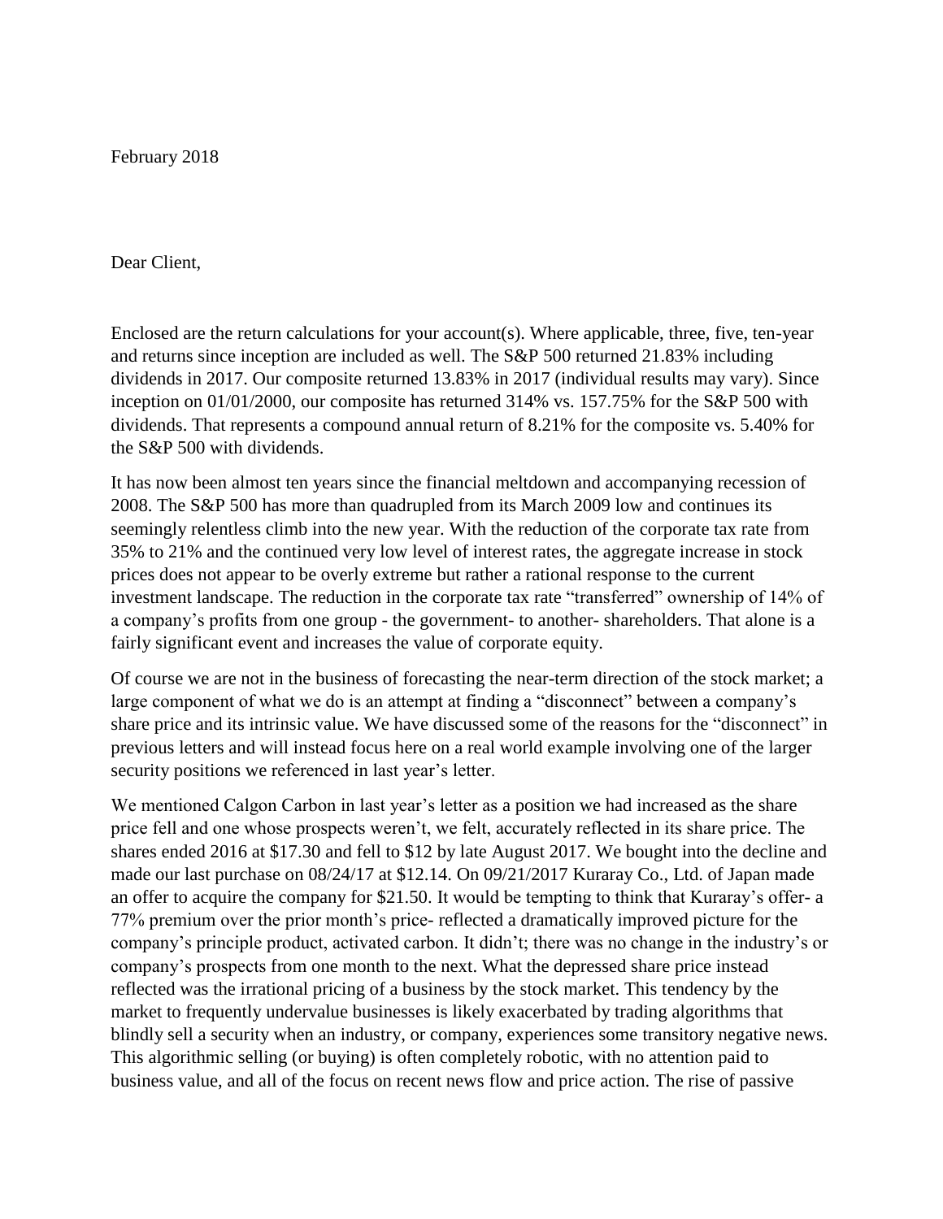February 2018

Dear Client,

Enclosed are the return calculations for your account(s). Where applicable, three, five, ten-year and returns since inception are included as well. The S&P 500 returned 21.83% including dividends in 2017. Our composite returned 13.83% in 2017 (individual results may vary). Since inception on 01/01/2000, our composite has returned 314% vs. 157.75% for the S&P 500 with dividends. That represents a compound annual return of 8.21% for the composite vs. 5.40% for the S&P 500 with dividends.

It has now been almost ten years since the financial meltdown and accompanying recession of 2008. The S&P 500 has more than quadrupled from its March 2009 low and continues its seemingly relentless climb into the new year. With the reduction of the corporate tax rate from 35% to 21% and the continued very low level of interest rates, the aggregate increase in stock prices does not appear to be overly extreme but rather a rational response to the current investment landscape. The reduction in the corporate tax rate "transferred" ownership of 14% of a company's profits from one group - the government- to another- shareholders. That alone is a fairly significant event and increases the value of corporate equity.

Of course we are not in the business of forecasting the near-term direction of the stock market; a large component of what we do is an attempt at finding a "disconnect" between a company's share price and its intrinsic value. We have discussed some of the reasons for the "disconnect" in previous letters and will instead focus here on a real world example involving one of the larger security positions we referenced in last year's letter.

We mentioned Calgon Carbon in last year's letter as a position we had increased as the share price fell and one whose prospects weren't, we felt, accurately reflected in its share price. The shares ended 2016 at $17.30 and fell to $12 by late August 2017. We bought into the decline and made our last purchase on 08/24/17 at $12.14. On 09/21/2017 Kuraray Co., Ltd. of Japan made an offer to acquire the company for $21.50. It would be tempting to think that Kuraray's offer- a 77% premium over the prior month's price- reflected a dramatically improved picture for the company's principle product, activated carbon. It didn't; there was no change in the industry's or company's prospects from one month to the next. What the depressed share price instead reflected was the irrational pricing of a business by the stock market. This tendency by the market to frequently undervalue businesses is likely exacerbated by trading algorithms that blindly sell a security when an industry, or company, experiences some transitory negative news. This algorithmic selling (or buying) is often completely robotic, with no attention paid to business value, and all of the focus on recent news flow and price action. The rise of passive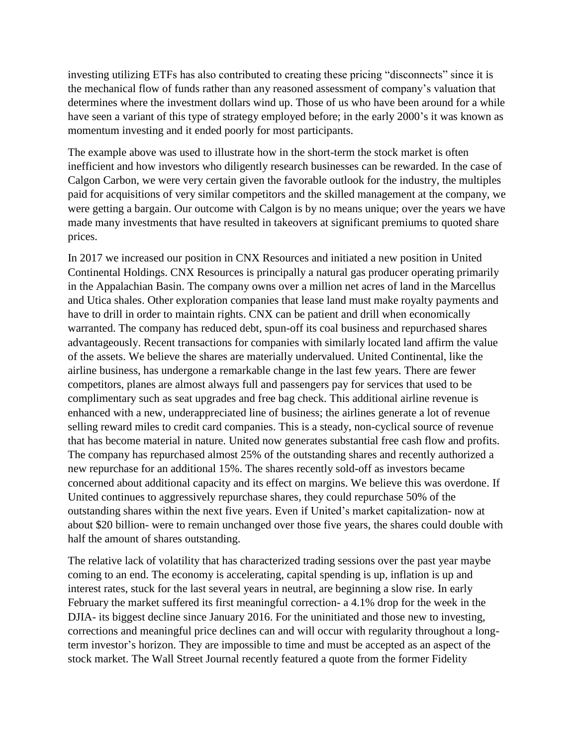investing utilizing ETFs has also contributed to creating these pricing "disconnects" since it is the mechanical flow of funds rather than any reasoned assessment of company's valuation that determines where the investment dollars wind up. Those of us who have been around for a while have seen a variant of this type of strategy employed before; in the early 2000's it was known as momentum investing and it ended poorly for most participants.

The example above was used to illustrate how in the short-term the stock market is often inefficient and how investors who diligently research businesses can be rewarded. In the case of Calgon Carbon, we were very certain given the favorable outlook for the industry, the multiples paid for acquisitions of very similar competitors and the skilled management at the company, we were getting a bargain. Our outcome with Calgon is by no means unique; over the years we have made many investments that have resulted in takeovers at significant premiums to quoted share prices.

In 2017 we increased our position in CNX Resources and initiated a new position in United Continental Holdings. CNX Resources is principally a natural gas producer operating primarily in the Appalachian Basin. The company owns over a million net acres of land in the Marcellus and Utica shales. Other exploration companies that lease land must make royalty payments and have to drill in order to maintain rights. CNX can be patient and drill when economically warranted. The company has reduced debt, spun-off its coal business and repurchased shares advantageously. Recent transactions for companies with similarly located land affirm the value of the assets. We believe the shares are materially undervalued. United Continental, like the airline business, has undergone a remarkable change in the last few years. There are fewer competitors, planes are almost always full and passengers pay for services that used to be complimentary such as seat upgrades and free bag check. This additional airline revenue is enhanced with a new, underappreciated line of business; the airlines generate a lot of revenue selling reward miles to credit card companies. This is a steady, non-cyclical source of revenue that has become material in nature. United now generates substantial free cash flow and profits. The company has repurchased almost 25% of the outstanding shares and recently authorized a new repurchase for an additional 15%. The shares recently sold-off as investors became concerned about additional capacity and its effect on margins. We believe this was overdone. If United continues to aggressively repurchase shares, they could repurchase 50% of the outstanding shares within the next five years. Even if United's market capitalization- now at about $20 billion- were to remain unchanged over those five years, the shares could double with half the amount of shares outstanding.

The relative lack of volatility that has characterized trading sessions over the past year maybe coming to an end. The economy is accelerating, capital spending is up, inflation is up and interest rates, stuck for the last several years in neutral, are beginning a slow rise. In early February the market suffered its first meaningful correction- a 4.1% drop for the week in the DJIA- its biggest decline since January 2016. For the uninitiated and those new to investing, corrections and meaningful price declines can and will occur with regularity throughout a long-term investor's horizon. They are impossible to time and must be accepted as an aspect of the stock market. The Wall Street Journal recently featured a quote from the former Fidelity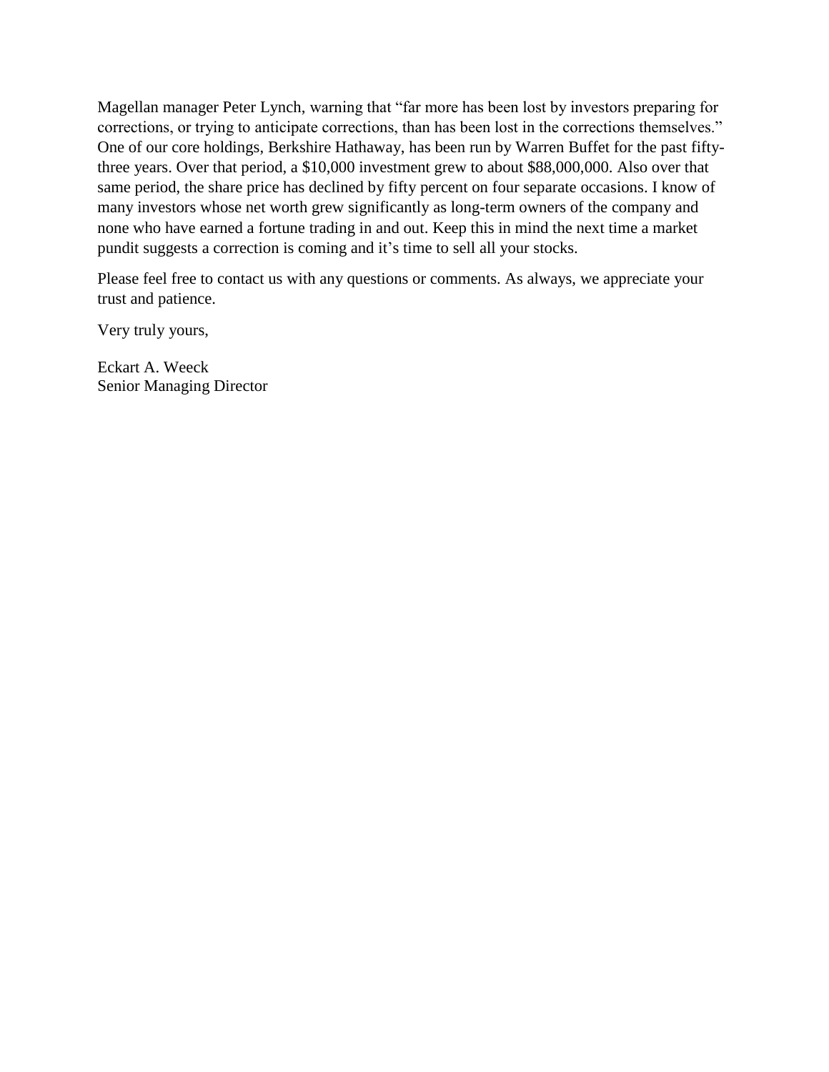Magellan manager Peter Lynch, warning that "far more has been lost by investors preparing for corrections, or trying to anticipate corrections, than has been lost in the corrections themselves." One of our core holdings, Berkshire Hathaway, has been run by Warren Buffet for the past fifty-three years. Over that period, a $10,000 investment grew to about $88,000,000. Also over that same period, the share price has declined by fifty percent on four separate occasions. I know of many investors whose net worth grew significantly as long-term owners of the company and none who have earned a fortune trading in and out. Keep this in mind the next time a market pundit suggests a correction is coming and it's time to sell all your stocks.

Please feel free to contact us with any questions or comments. As always, we appreciate your trust and patience.

Very truly yours,

Eckart A. Weeck
Senior Managing Director